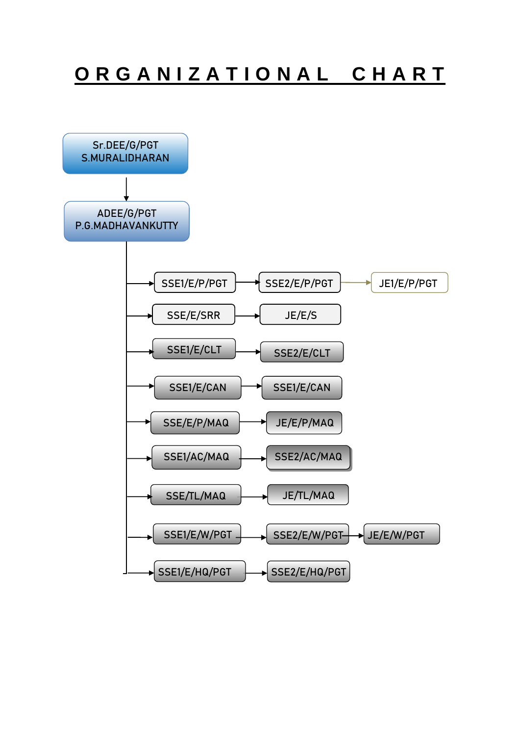# ORGANIZATIONAL CHART

Sr.DEE/G/PGT
S.MURALIDHARAN

↓

ADEE/G/PGT
P.G.MADHAVANKUTTY

- SSE1/E/P/PGT → SSE2/E/P/PGT → JE1/E/P/PGT
- SSE/E/SRR → JE/E/S
- SSE1/E/CLT → SSE2/E/CLT
- SSE1/E/CAN → SSE1/E/CAN
- SSE/E/P/MAQ → JE/E/P/MAQ
- SSE1/AC/MAQ → SSE2/AC/MAQ
- SSE/TL/MAQ → JE/TL/MAQ
- SSE1/E/W/PGT → SSE2/E/W/PGT → JE/E/W/PGT
- SSE1/E/HQ/PGT → SSE2/E/HQ/PGT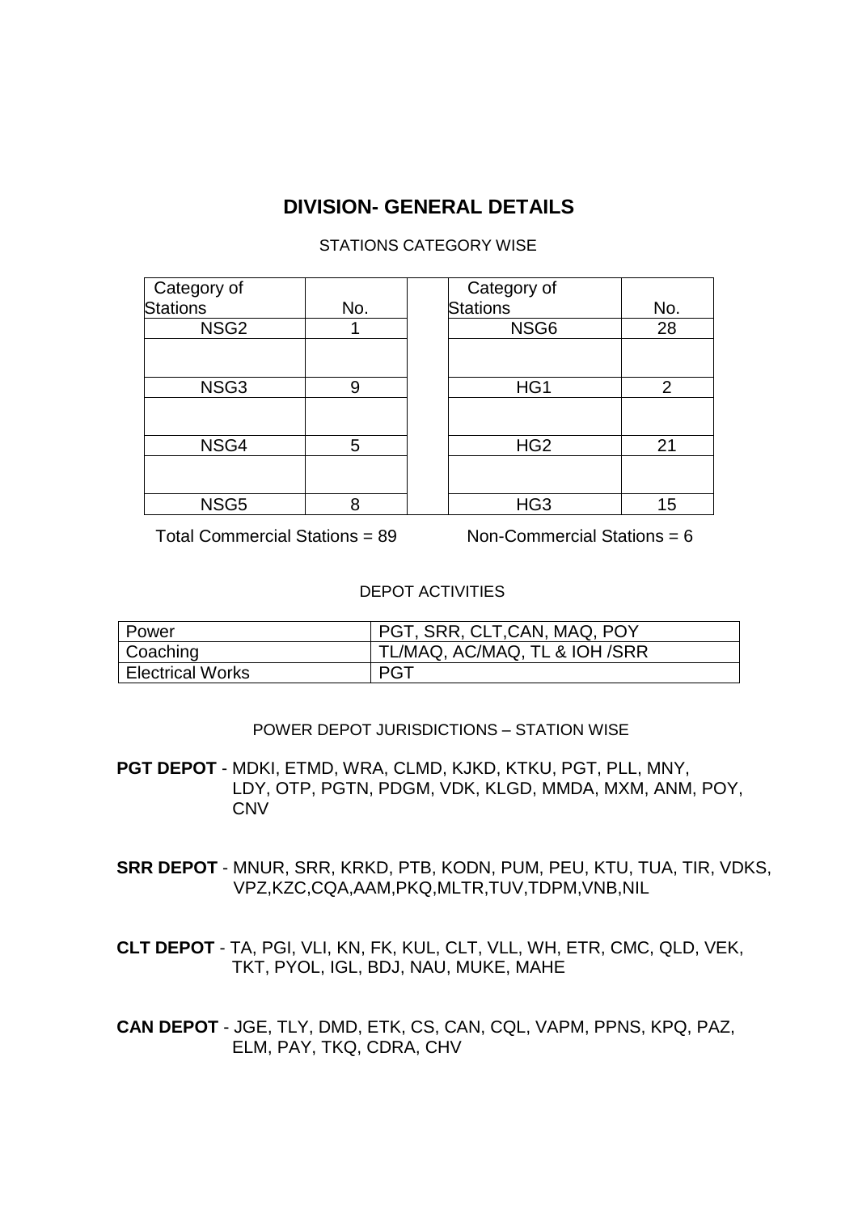## DIVISION- GENERAL DETAILS

STATIONS CATEGORY WISE

| Category of Stations | No. | | Category of Stations | No. |
|---|---|---|---|---|
| NSG2 | 1 | | NSG6 | 28 |
| | | | | |
| NSG3 | 9 | | HG1 | 2 |
| | | | | |
| NSG4 | 5 | | HG2 | 21 |
| | | | | |
| NSG5 | 8 | | HG3 | 15 |

Total Commercial Stations = 89 Non-Commercial Stations = 6

DEPOT ACTIVITIES

| Power | PGT, SRR, CLT,CAN, MAQ, POY |
|---|---|
| Coaching | TL/MAQ, AC/MAQ, TL & IOH /SRR |
| Electrical Works | PGT |

POWER DEPOT JURISDICTIONS – STATION WISE

**PGT DEPOT** - MDKI, ETMD, WRA, CLMD, KJKD, KTKU, PGT, PLL, MNY, LDY, OTP, PGTN, PDGM, VDK, KLGD, MMDA, MXM, ANM, POY, CNV

**SRR DEPOT** - MNUR, SRR, KRKD, PTB, KODN, PUM, PEU, KTU, TUA, TIR, VDKS, VPZ,KZC,CQA,AAM,PKQ,MLTR,TUV,TDPM,VNB,NIL

**CLT DEPOT** - TA, PGI, VLI, KN, FK, KUL, CLT, VLL, WH, ETR, CMC, QLD, VEK, TKT, PYOL, IGL, BDJ, NAU, MUKE, MAHE

**CAN DEPOT** - JGE, TLY, DMD, ETK, CS, CAN, CQL, VAPM, PPNS, KPQ, PAZ, ELM, PAY, TKQ, CDRA, CHV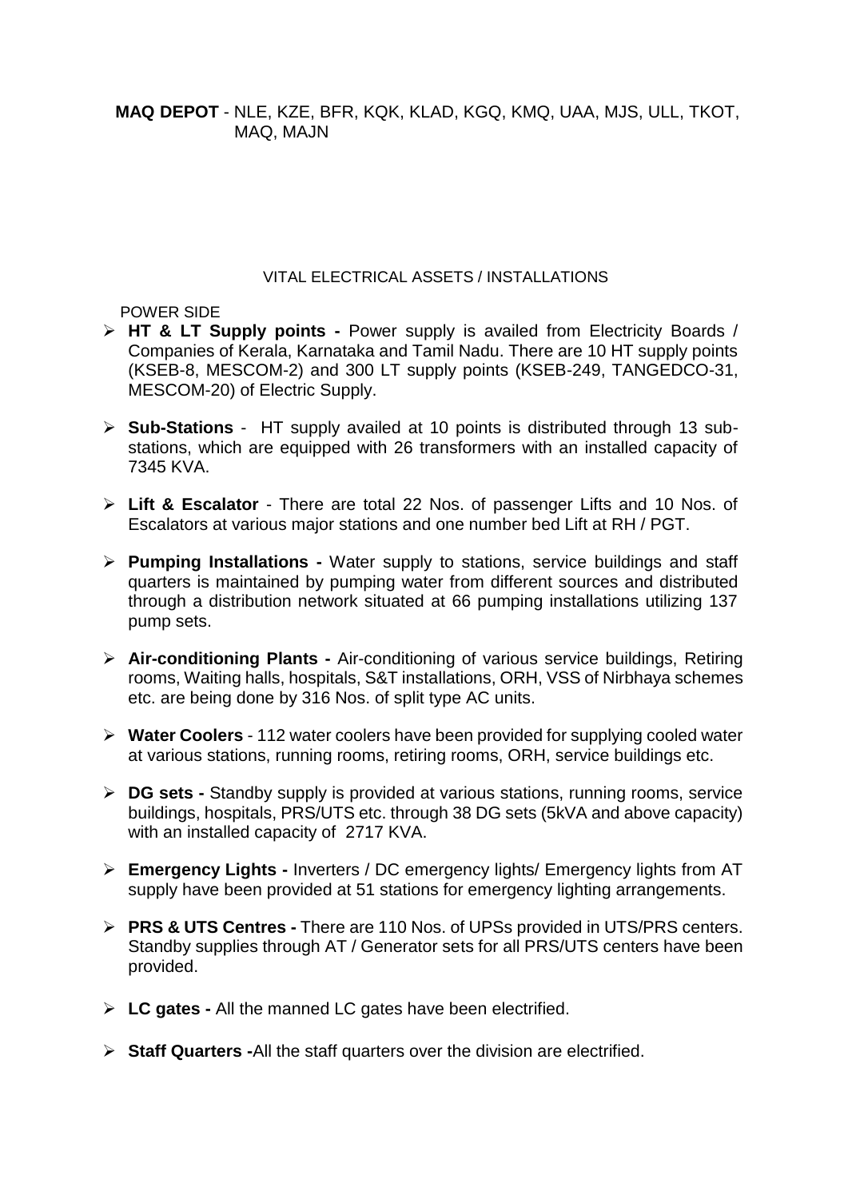**MAQ DEPOT** - NLE, KZE, BFR, KQK, KLAD, KGQ, KMQ, UAA, MJS, ULL, TKOT, MAQ, MAJN

## VITAL ELECTRICAL ASSETS / INSTALLATIONS

POWER SIDE

- **HT & LT Supply points -** Power supply is availed from Electricity Boards / Companies of Kerala, Karnataka and Tamil Nadu. There are 10 HT supply points (KSEB-8, MESCOM-2) and 300 LT supply points (KSEB-249, TANGEDCO-31, MESCOM-20) of Electric Supply.
- **Sub-Stations** - HT supply availed at 10 points is distributed through 13 sub-stations, which are equipped with 26 transformers with an installed capacity of 7345 KVA.
- **Lift & Escalator** - There are total 22 Nos. of passenger Lifts and 10 Nos. of Escalators at various major stations and one number bed Lift at RH / PGT.
- **Pumping Installations -** Water supply to stations, service buildings and staff quarters is maintained by pumping water from different sources and distributed through a distribution network situated at 66 pumping installations utilizing 137 pump sets.
- **Air-conditioning Plants -** Air-conditioning of various service buildings, Retiring rooms, Waiting halls, hospitals, S&T installations, ORH, VSS of Nirbhaya schemes etc. are being done by 316 Nos. of split type AC units.
- **Water Coolers** - 112 water coolers have been provided for supplying cooled water at various stations, running rooms, retiring rooms, ORH, service buildings etc.
- **DG sets -** Standby supply is provided at various stations, running rooms, service buildings, hospitals, PRS/UTS etc. through 38 DG sets (5kVA and above capacity) with an installed capacity of 2717 KVA.
- **Emergency Lights -** Inverters / DC emergency lights/ Emergency lights from AT supply have been provided at 51 stations for emergency lighting arrangements.
- **PRS & UTS Centres -** There are 110 Nos. of UPSs provided in UTS/PRS centers. Standby supplies through AT / Generator sets for all PRS/UTS centers have been provided.
- **LC gates -** All the manned LC gates have been electrified.
- **Staff Quarters -**All the staff quarters over the division are electrified.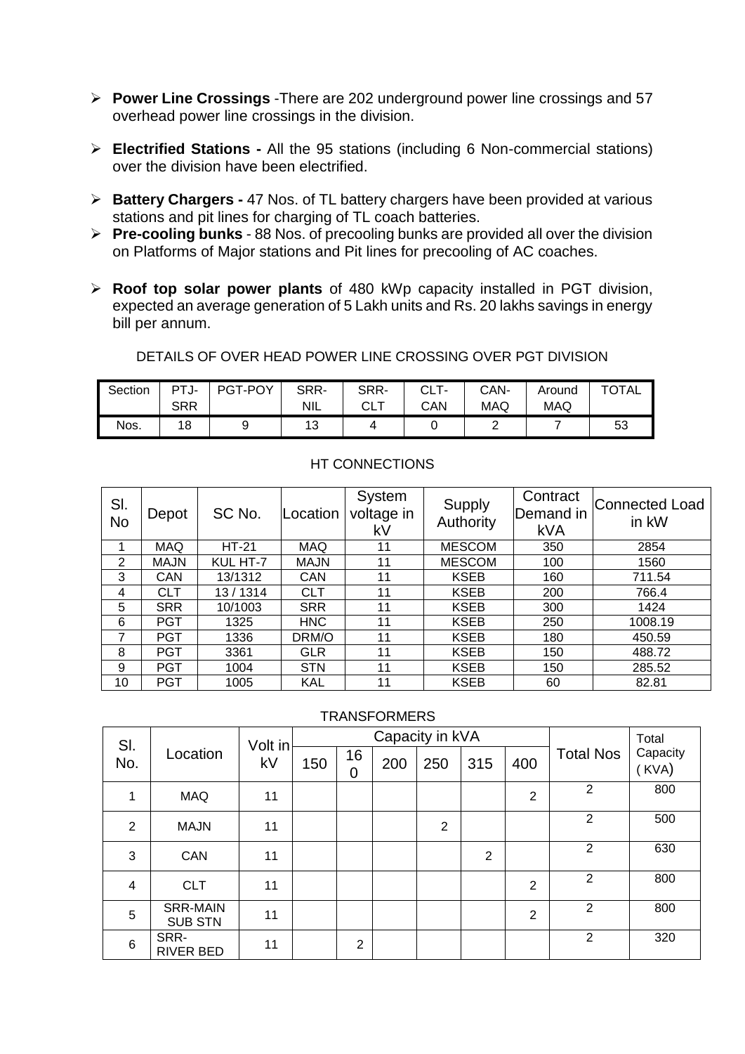- **Power Line Crossings** -There are 202 underground power line crossings and 57 overhead power line crossings in the division.

- **Electrified Stations -** All the 95 stations (including 6 Non-commercial stations) over the division have been electrified.

- **Battery Chargers -** 47 Nos. of TL battery chargers have been provided at various stations and pit lines for charging of TL coach batteries.
- **Pre-cooling bunks** - 88 Nos. of precooling bunks are provided all over the division on Platforms of Major stations and Pit lines for precooling of AC coaches.

- **Roof top solar power plants** of 480 kWp capacity installed in PGT division, expected an average generation of 5 Lakh units and Rs. 20 lakhs savings in energy bill per annum.

DETAILS OF OVER HEAD POWER LINE CROSSING OVER PGT DIVISION

| Section | PTJ-SRR | PGT-POY | SRR-NIL | SRR-CLT | CLT-CAN | CAN-MAQ | Around MAQ | TOTAL |
|---|---|---|---|---|---|---|---|---|
| Nos. | 18 | 9 | 13 | 4 | 0 | 2 | 7 | 53 |

HT CONNECTIONS

| Sl. No | Depot | SC No. | Location | System voltage in kV | Supply Authority | Contract Demand in kVA | Connected Load in kW |
|---|---|---|---|---|---|---|---|
| 1 | MAQ | HT-21 | MAQ | 11 | MESCOM | 350 | 2854 |
| 2 | MAJN | KUL HT-7 | MAJN | 11 | MESCOM | 100 | 1560 |
| 3 | CAN | 13/1312 | CAN | 11 | KSEB | 160 | 711.54 |
| 4 | CLT | 13 / 1314 | CLT | 11 | KSEB | 200 | 766.4 |
| 5 | SRR | 10/1003 | SRR | 11 | KSEB | 300 | 1424 |
| 6 | PGT | 1325 | HNC | 11 | KSEB | 250 | 1008.19 |
| 7 | PGT | 1336 | DRM/O | 11 | KSEB | 180 | 450.59 |
| 8 | PGT | 3361 | GLR | 11 | KSEB | 150 | 488.72 |
| 9 | PGT | 1004 | STN | 11 | KSEB | 150 | 285.52 |
| 10 | PGT | 1005 | KAL | 11 | KSEB | 60 | 82.81 |

TRANSFORMERS

| Sl. No. | Location | Volt in kV | Capacity in kVA | | | | | | Total Nos | Total Capacity (KVA) |
|---|---|---|---|---|---|---|---|---|---|---|
| | | | 150 | 160 | 200 | 250 | 315 | 400 | | |
| 1 | MAQ | 11 | | | | | | 2 | 2 | 800 |
| 2 | MAJN | 11 | | | | 2 | | | 2 | 500 |
| 3 | CAN | 11 | | | | | 2 | | 2 | 630 |
| 4 | CLT | 11 | | | | | | 2 | 2 | 800 |
| 5 | SRR-MAIN SUB STN | 11 | | | | | | 2 | 2 | 800 |
| 6 | SRR-RIVER BED | 11 | | 2 | | | | | 2 | 320 |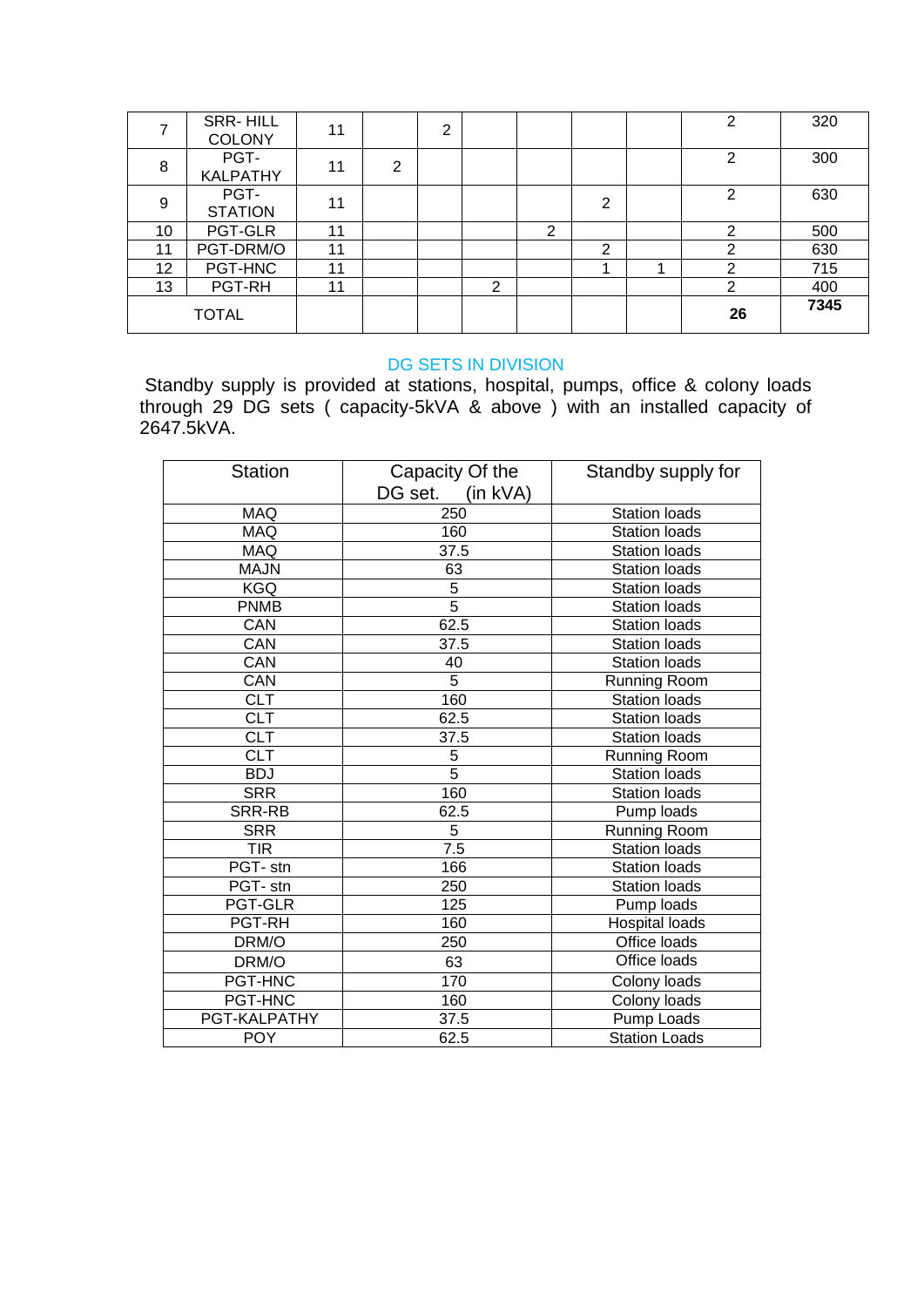| | | | | | | | | | | |
|---|---|---|---|---|---|---|---|---|---|---|
| 7 | SRR- HILL COLONY | 11 | | 2 | | | | | 2 | 320 |
| 8 | PGT-KALPATHY | 11 | 2 | | | | | | 2 | 300 |
| 9 | PGT-STATION | 11 | | | | | 2 | | 2 | 630 |
| 10 | PGT-GLR | 11 | | | | 2 | | | 2 | 500 |
| 11 | PGT-DRM/O | 11 | | | | | 2 | | 2 | 630 |
| 12 | PGT-HNC | 11 | | | | | 1 | 1 | 2 | 715 |
| 13 | PGT-RH | 11 | | | 2 | | | | 2 | 400 |
| TOTAL | | | | | | | | | **26** | **7345** |

## DG SETS IN DIVISION

Standby supply is provided at stations, hospital, pumps, office & colony loads through 29 DG sets ( capacity-5kVA & above ) with an installed capacity of 2647.5kVA.

| Station | Capacity Of the DG set. (in kVA) | Standby supply for |
|---|---|---|
| MAQ | 250 | Station loads |
| MAQ | 160 | Station loads |
| MAQ | 37.5 | Station loads |
| MAJN | 63 | Station loads |
| KGQ | 5 | Station loads |
| PNMB | 5 | Station loads |
| CAN | 62.5 | Station loads |
| CAN | 37.5 | Station loads |
| CAN | 40 | Station loads |
| CAN | 5 | Running Room |
| CLT | 160 | Station loads |
| CLT | 62.5 | Station loads |
| CLT | 37.5 | Station loads |
| CLT | 5 | Running Room |
| BDJ | 5 | Station loads |
| SRR | 160 | Station loads |
| SRR-RB | 62.5 | Pump loads |
| SRR | 5 | Running Room |
| TIR | 7.5 | Station loads |
| PGT- stn | 166 | Station loads |
| PGT- stn | 250 | Station loads |
| PGT-GLR | 125 | Pump loads |
| PGT-RH | 160 | Hospital loads |
| DRM/O | 250 | Office loads |
| DRM/O | 63 | Office loads |
| PGT-HNC | 170 | Colony loads |
| PGT-HNC | 160 | Colony loads |
| PGT-KALPATHY | 37.5 | Pump Loads |
| POY | 62.5 | Station Loads |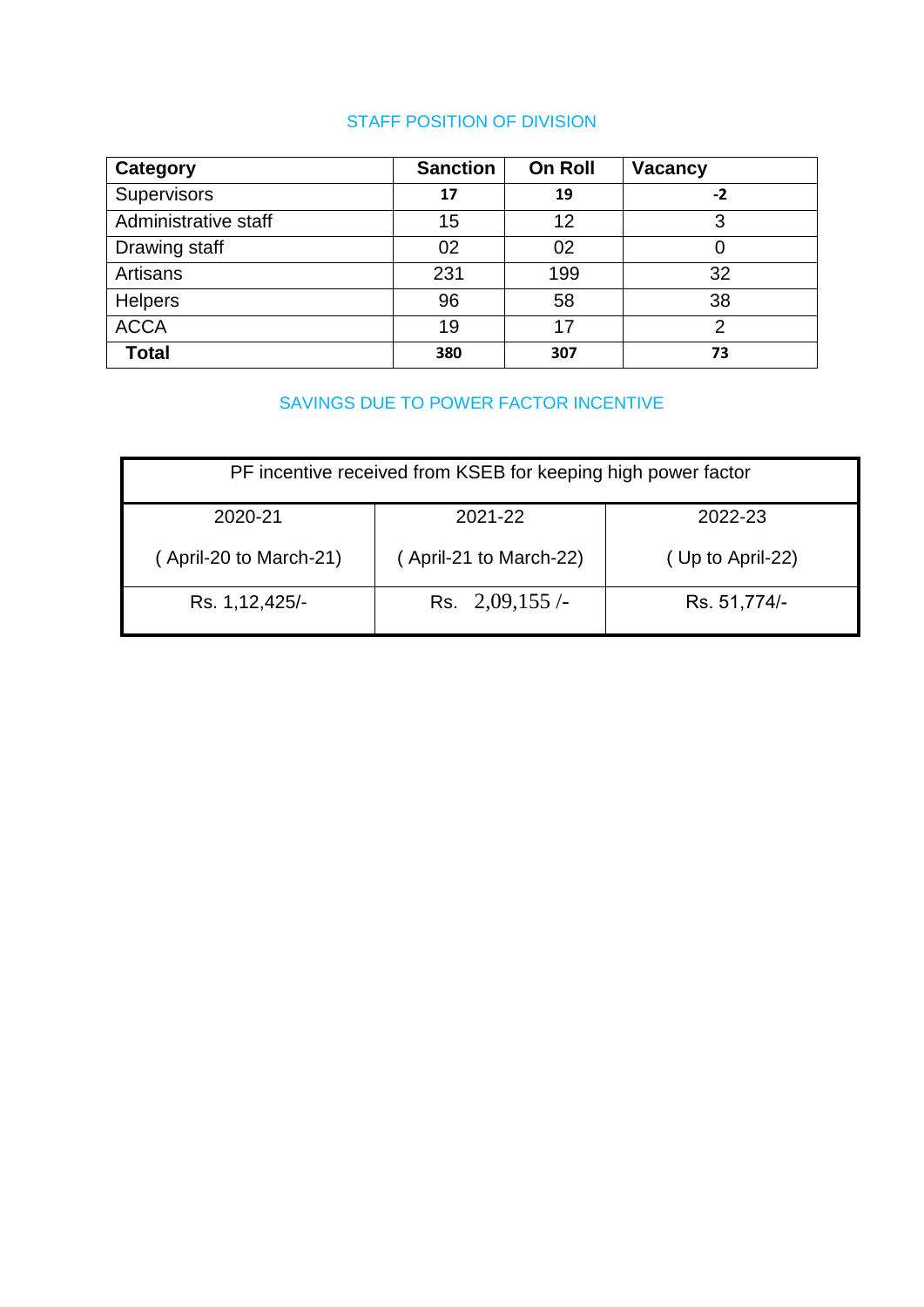## STAFF POSITION OF DIVISION

| Category | Sanction | On Roll | Vacancy |
|---|---|---|---|
| Supervisors | **17** | **19** | **-2** |
| Administrative staff | 15 | 12 | 3 |
| Drawing staff | 02 | 02 | 0 |
| Artisans | 231 | 199 | 32 |
| Helpers | 96 | 58 | 38 |
| ACCA | 19 | 17 | 2 |
| **Total** | **380** | **307** | **73** |

## SAVINGS DUE TO POWER FACTOR INCENTIVE

| PF incentive received from KSEB for keeping high power factor | | |
|---|---|---|
| 2020-21<br><br>( April-20 to March-21) | 2021-22<br><br>( April-21 to March-22) | 2022-23<br><br>( Up to April-22) |
| Rs. 1,12,425/- | Rs. 2,09,155 /- | Rs. 51,774/- |